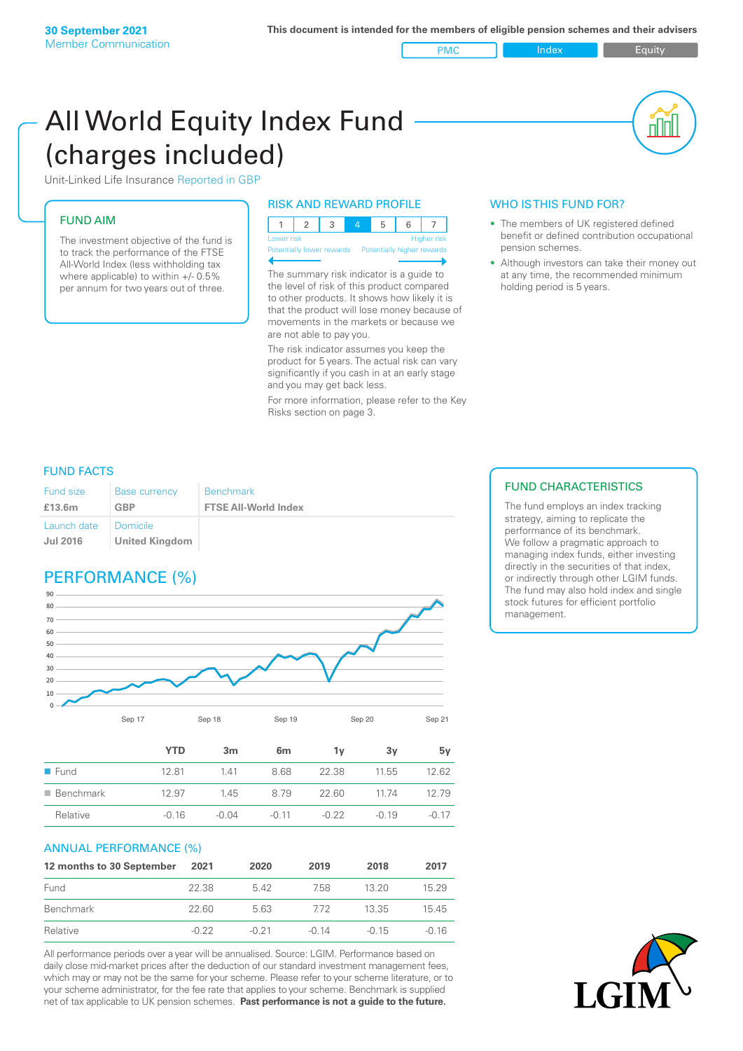30 September 2021
Member Communication

This document is intended for the members of eligible pension schemes and their advisers

PMC | Index | Equity

# All World Equity Index Fund (charges included)

Unit-Linked Life Insurance Reported in GBP

## FUND AIM

The investment objective of the fund is to track the performance of the FTSE All-World Index (less withholding tax where applicable) to within +/- 0.5% per annum for two years out of three.

## RISK AND REWARD PROFILE

| 1 | 2 | 3 | 4 | 5 | 6 | 7 |
|---|---|---|---|---|---|---|

Lower risk — Higher risk
Potentially lower rewards — Potentially higher rewards

The summary risk indicator is a guide to the level of risk of this product compared to other products. It shows how likely it is that the product will lose money because of movements in the markets or because we are not able to pay you.

The risk indicator assumes you keep the product for 5 years. The actual risk can vary significantly if you cash in at an early stage and you may get back less.

For more information, please refer to the Key Risks section on page 3.

## WHO IS THIS FUND FOR?

- The members of UK registered defined benefit or defined contribution occupational pension schemes.
- Although investors can take their money out at any time, the recommended minimum holding period is 5 years.

## FUND FACTS

| Fund size | Base currency | Benchmark |
|---|---|---|
| £13.6m | GBP | FTSE All-World Index |
| Launch date | Domicile | |
| Jul 2016 | United Kingdom | |

## FUND CHARACTERISTICS

The fund employs an index tracking strategy, aiming to replicate the performance of its benchmark. We follow a pragmatic approach to managing index funds, either investing directly in the securities of that index, or indirectly through other LGIM funds. The fund may also hold index and single stock futures for efficient portfolio management.

## PERFORMANCE (%)

| | YTD | 3m | 6m | 1y | 3y | 5y |
|---|---|---|---|---|---|---|
| Fund | 12.81 | 1.41 | 8.68 | 22.38 | 11.55 | 12.62 |
| Benchmark | 12.97 | 1.45 | 8.79 | 22.60 | 11.74 | 12.79 |
| Relative | -0.16 | -0.04 | -0.11 | -0.22 | -0.19 | -0.17 |

## ANNUAL PERFORMANCE (%)

| 12 months to 30 September | 2021 | 2020 | 2019 | 2018 | 2017 |
|---|---|---|---|---|---|
| Fund | 22.38 | 5.42 | 7.58 | 13.20 | 15.29 |
| Benchmark | 22.60 | 5.63 | 7.72 | 13.35 | 15.45 |
| Relative | -0.22 | -0.21 | -0.14 | -0.15 | -0.16 |

All performance periods over a year will be annualised. Source: LGIM. Performance based on daily close mid-market prices after the deduction of our standard investment management fees, which may or may not be the same for your scheme. Please refer to your scheme literature, or to your scheme administrator, for the fee rate that applies to your scheme. Benchmark is supplied net of tax applicable to UK pension schemes. **Past performance is not a guide to the future.**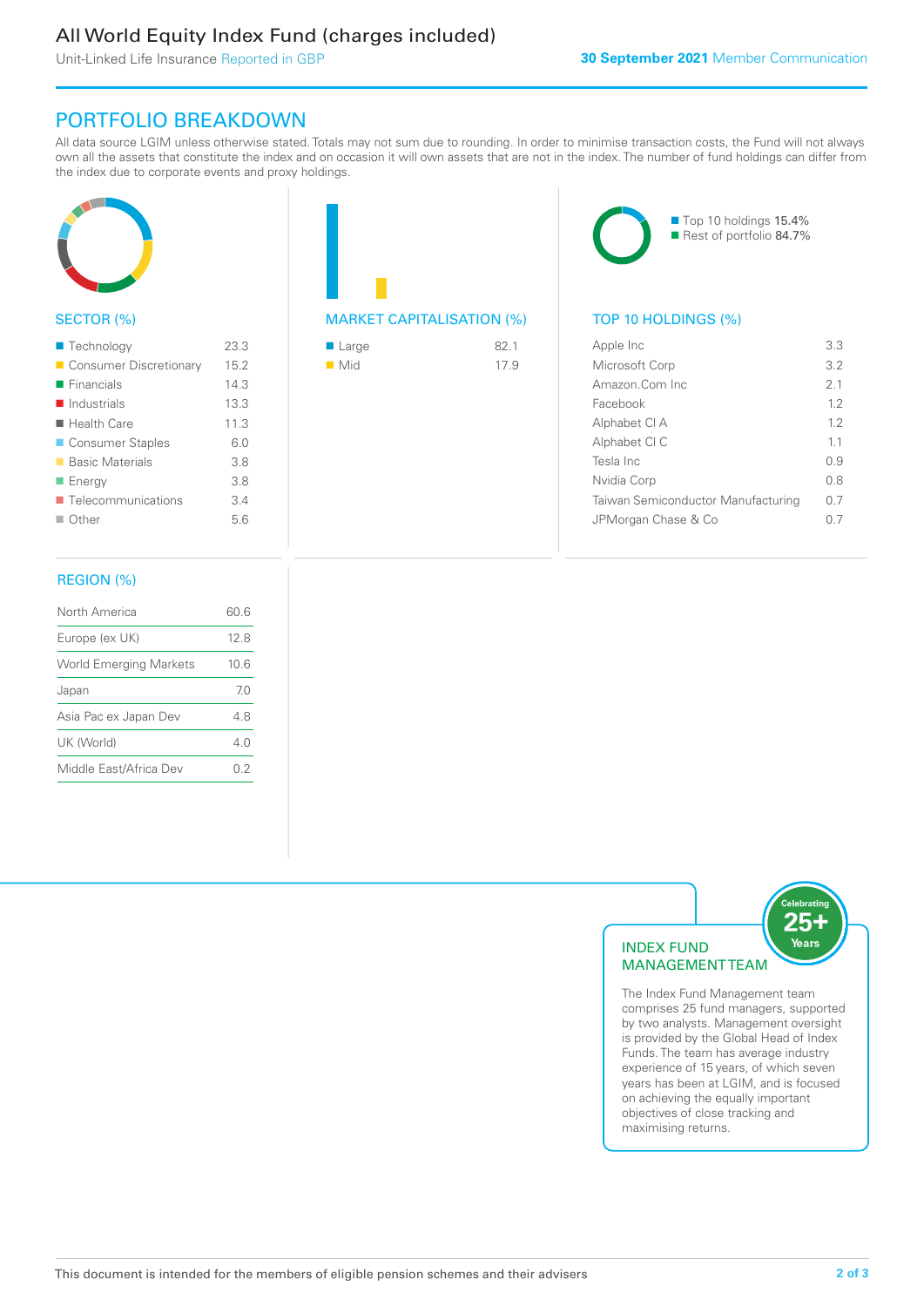# All World Equity Index Fund (charges included)

Unit-Linked Life Insurance Reported in GBP

**30 September 2021** Member Communication

## PORTFOLIO BREAKDOWN

All data source LGIM unless otherwise stated. Totals may not sum due to rounding. In order to minimise transaction costs, the Fund will not always own all the assets that constitute the index and on occasion it will own assets that are not in the index. The number of fund holdings can differ from the index due to corporate events and proxy holdings.

### SECTOR (%)

| Sector | % |
|---|---|
| Technology | 23.3 |
| Consumer Discretionary | 15.2 |
| Financials | 14.3 |
| Industrials | 13.3 |
| Health Care | 11.3 |
| Consumer Staples | 6.0 |
| Basic Materials | 3.8 |
| Energy | 3.8 |
| Telecommunications | 3.4 |
| Other | 5.6 |

### MARKET CAPITALISATION (%)

| Market Capitalisation | % |
|---|---|
| Large | 82.1 |
| Mid | 17.9 |

Top 10 holdings 15.4%
Rest of portfolio 84.7%

### TOP 10 HOLDINGS (%)

| Holding | % |
|---|---|
| Apple Inc | 3.3 |
| Microsoft Corp | 3.2 |
| Amazon.Com Inc | 2.1 |
| Facebook | 1.2 |
| Alphabet Cl A | 1.2 |
| Alphabet Cl C | 1.1 |
| Tesla Inc | 0.9 |
| Nvidia Corp | 0.8 |
| Taiwan Semiconductor Manufacturing | 0.7 |
| JPMorgan Chase & Co | 0.7 |

### REGION (%)

| Region | % |
|---|---|
| North America | 60.6 |
| Europe (ex UK) | 12.8 |
| World Emerging Markets | 10.6 |
| Japan | 7.0 |
| Asia Pac ex Japan Dev | 4.8 |
| UK (World) | 4.0 |
| Middle East/Africa Dev | 0.2 |

### INDEX FUND MANAGEMENT TEAM

Celebrating 25+ Years

The Index Fund Management team comprises 25 fund managers, supported by two analysts. Management oversight is provided by the Global Head of Index Funds. The team has average industry experience of 15 years, of which seven years has been at LGIM, and is focused on achieving the equally important objectives of close tracking and maximising returns.

This document is intended for the members of eligible pension schemes and their advisers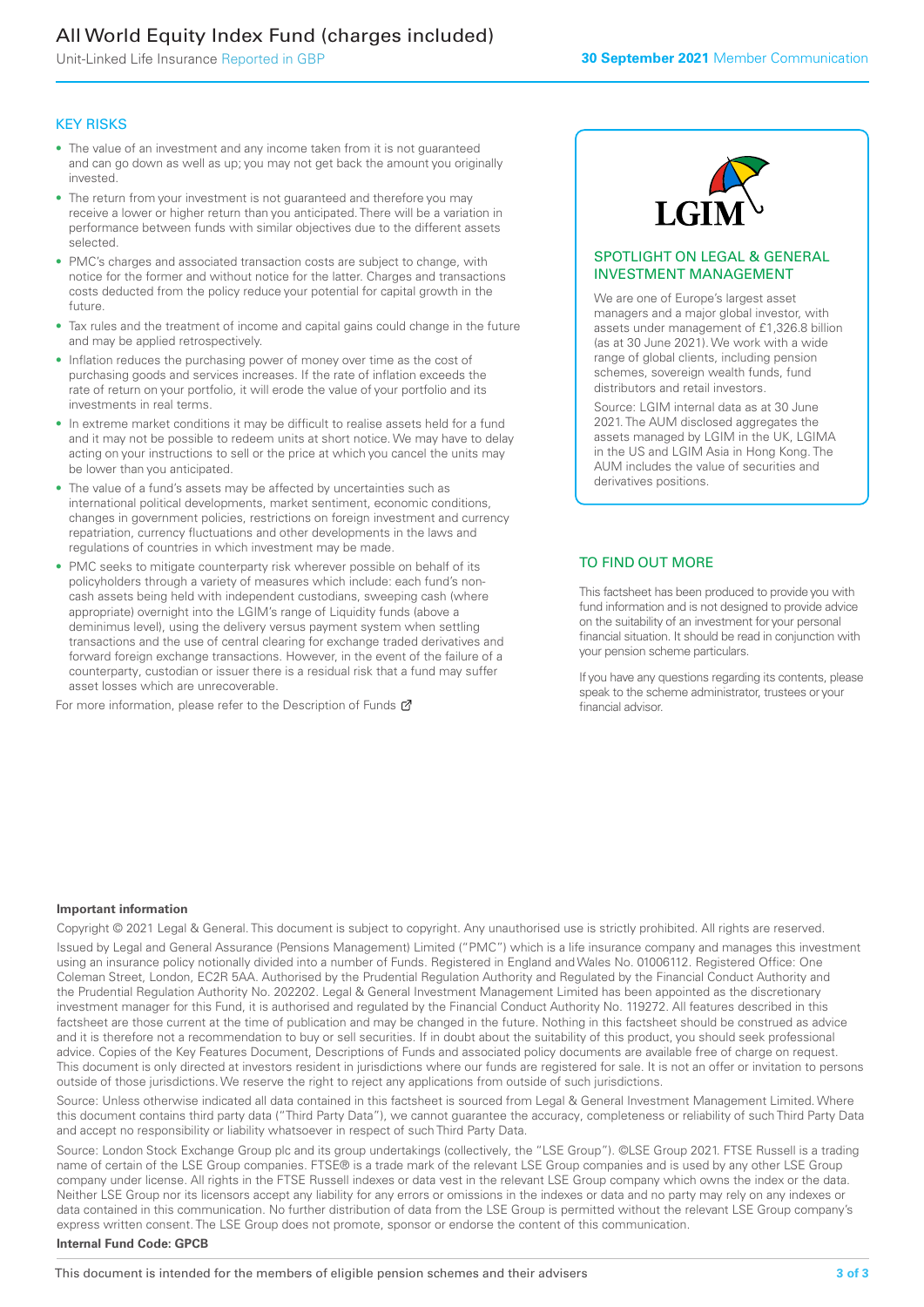## KEY RISKS

- The value of an investment and any income taken from it is not guaranteed and can go down as well as up; you may not get back the amount you originally invested.
- The return from your investment is not guaranteed and therefore you may receive a lower or higher return than you anticipated. There will be a variation in performance between funds with similar objectives due to the different assets selected.
- PMC's charges and associated transaction costs are subject to change, with notice for the former and without notice for the latter. Charges and transactions costs deducted from the policy reduce your potential for capital growth in the future.
- Tax rules and the treatment of income and capital gains could change in the future and may be applied retrospectively.
- Inflation reduces the purchasing power of money over time as the cost of purchasing goods and services increases. If the rate of inflation exceeds the rate of return on your portfolio, it will erode the value of your portfolio and its investments in real terms.
- In extreme market conditions it may be difficult to realise assets held for a fund and it may not be possible to redeem units at short notice. We may have to delay acting on your instructions to sell or the price at which you cancel the units may be lower than you anticipated.
- The value of a fund's assets may be affected by uncertainties such as international political developments, market sentiment, economic conditions, changes in government policies, restrictions on foreign investment and currency repatriation, currency fluctuations and other developments in the laws and regulations of countries in which investment may be made.
- PMC seeks to mitigate counterparty risk wherever possible on behalf of its policyholders through a variety of measures which include: each fund's non-cash assets being held with independent custodians, sweeping cash (where appropriate) overnight into the LGIM's range of Liquidity funds (above a deminimus level), using the delivery versus payment system when settling transactions and the use of central clearing for exchange traded derivatives and forward foreign exchange transactions. However, in the event of the failure of a counterparty, custodian or issuer there is a residual risk that a fund may suffer asset losses which are unrecoverable.

For more information, please refer to the Description of Funds

## SPOTLIGHT ON LEGAL & GENERAL INVESTMENT MANAGEMENT

We are one of Europe's largest asset managers and a major global investor, with assets under management of £1,326.8 billion (as at 30 June 2021). We work with a wide range of global clients, including pension schemes, sovereign wealth funds, fund distributors and retail investors.

Source: LGIM internal data as at 30 June 2021. The AUM disclosed aggregates the assets managed by LGIM in the UK, LGIMA in the US and LGIM Asia in Hong Kong. The AUM includes the value of securities and derivatives positions.

## TO FIND OUT MORE

This factsheet has been produced to provide you with fund information and is not designed to provide advice on the suitability of an investment for your personal financial situation. It should be read in conjunction with your pension scheme particulars.

If you have any questions regarding its contents, please speak to the scheme administrator, trustees or your financial advisor.

**Important information**

Copyright © 2021 Legal & General. This document is subject to copyright. Any unauthorised use is strictly prohibited. All rights are reserved.

Issued by Legal and General Assurance (Pensions Management) Limited ("PMC") which is a life insurance company and manages this investment using an insurance policy notionally divided into a number of Funds. Registered in England and Wales No. 01006112. Registered Office: One Coleman Street, London, EC2R 5AA. Authorised by the Prudential Regulation Authority and Regulated by the Financial Conduct Authority and the Prudential Regulation Authority No. 202202. Legal & General Investment Management Limited has been appointed as the discretionary investment manager for this Fund, it is authorised and regulated by the Financial Conduct Authority No. 119272. All features described in this factsheet are those current at the time of publication and may be changed in the future. Nothing in this factsheet should be construed as advice and it is therefore not a recommendation to buy or sell securities. If in doubt about the suitability of this product, you should seek professional advice. Copies of the Key Features Document, Descriptions of Funds and associated policy documents are available free of charge on request. This document is only directed at investors resident in jurisdictions where our funds are registered for sale. It is not an offer or invitation to persons outside of those jurisdictions. We reserve the right to reject any applications from outside of such jurisdictions.

Source: Unless otherwise indicated all data contained in this factsheet is sourced from Legal & General Investment Management Limited. Where this document contains third party data ("Third Party Data"), we cannot guarantee the accuracy, completeness or reliability of such Third Party Data and accept no responsibility or liability whatsoever in respect of such Third Party Data.

Source: London Stock Exchange Group plc and its group undertakings (collectively, the "LSE Group"). ©LSE Group 2021. FTSE Russell is a trading name of certain of the LSE Group companies. FTSE® is a trade mark of the relevant LSE Group companies and is used by any other LSE Group company under license. All rights in the FTSE Russell indexes or data vest in the relevant LSE Group company which owns the index or the data. Neither LSE Group nor its licensors accept any liability for any errors or omissions in the indexes or data and no party may rely on any indexes or data contained in this communication. No further distribution of data from the LSE Group is permitted without the relevant LSE Group company's express written consent. The LSE Group does not promote, sponsor or endorse the content of this communication.

**Internal Fund Code: GPCB**

This document is intended for the members of eligible pension schemes and their advisers